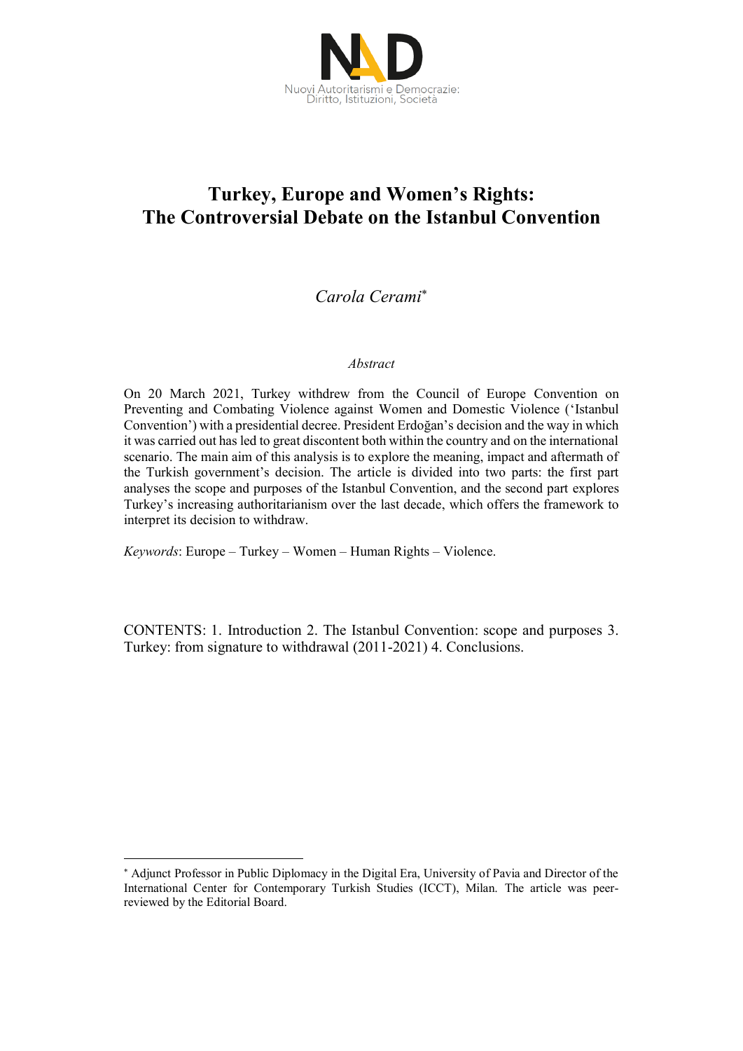# Turkey, Europe and Women's Rights: The Controversial Debate on the Istanbul Convention

*Carola Cerami*[*]

*Abstract*

On 20 March 2021, Turkey withdrew from the Council of Europe Convention on Preventing and Combating Violence against Women and Domestic Violence ('Istanbul Convention') with a presidential decree. President Erdoğan's decision and the way in which it was carried out has led to great discontent both within the country and on the international scenario. The main aim of this analysis is to explore the meaning, impact and aftermath of the Turkish government's decision. The article is divided into two parts: the first part analyses the scope and purposes of the Istanbul Convention, and the second part explores Turkey's increasing authoritarianism over the last decade, which offers the framework to interpret its decision to withdraw.

*Keywords*: Europe – Turkey – Women – Human Rights – Violence.

CONTENTS: 1. Introduction 2. The Istanbul Convention: scope and purposes 3. Turkey: from signature to withdrawal (2011-2021) 4. Conclusions.

---

[*] Adjunct Professor in Public Diplomacy in the Digital Era, University of Pavia and Director of the International Center for Contemporary Turkish Studies (ICCT), Milan. The article was peer-reviewed by the Editorial Board.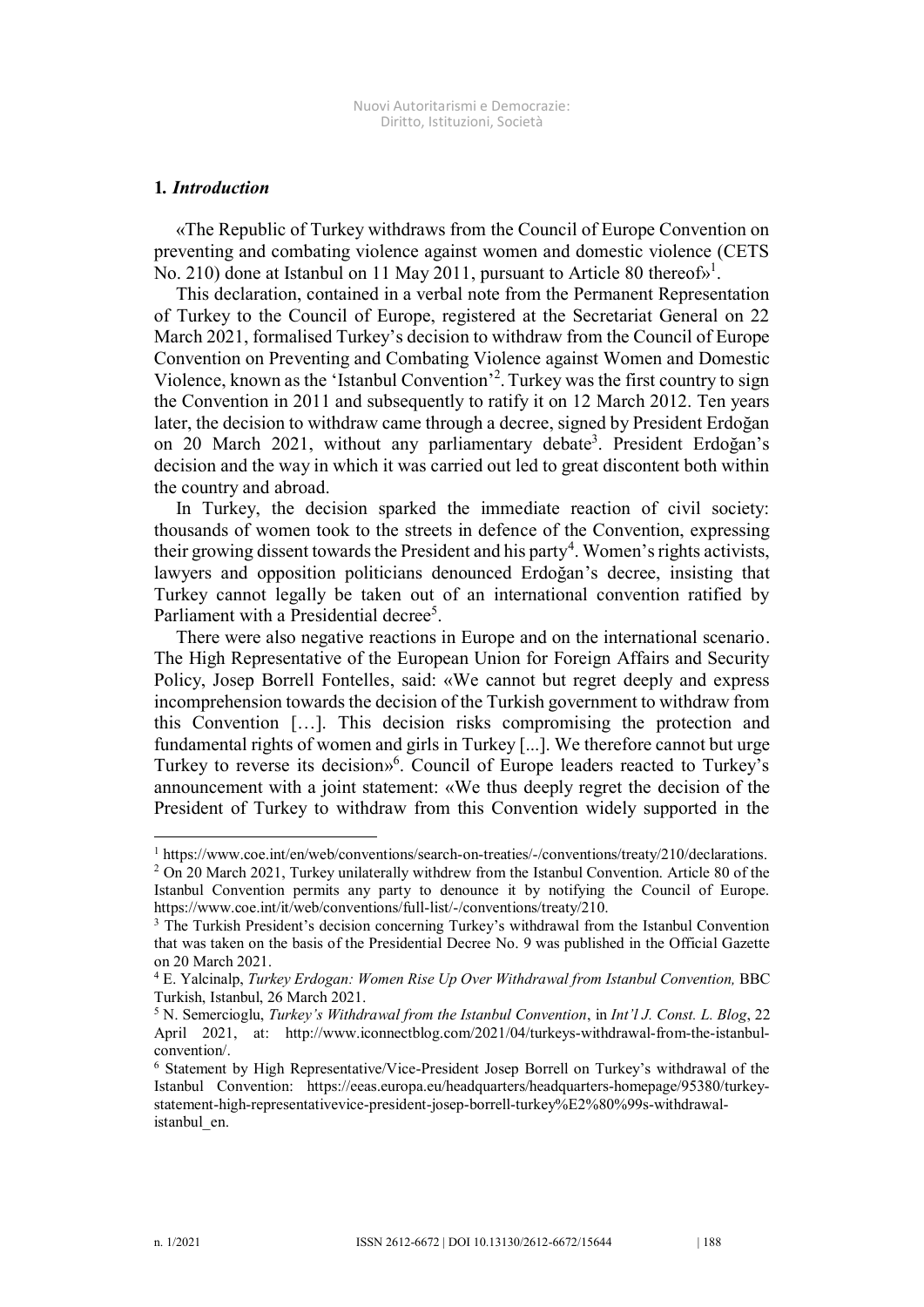## 1. *Introduction*

«The Republic of Turkey withdraws from the Council of Europe Convention on preventing and combating violence against women and domestic violence (CETS No. 210) done at Istanbul on 11 May 2011, pursuant to Article 80 thereof»[1].

This declaration, contained in a verbal note from the Permanent Representation of Turkey to the Council of Europe, registered at the Secretariat General on 22 March 2021, formalised Turkey's decision to withdraw from the Council of Europe Convention on Preventing and Combating Violence against Women and Domestic Violence, known as the 'Istanbul Convention'[2]. Turkey was the first country to sign the Convention in 2011 and subsequently to ratify it on 12 March 2012. Ten years later, the decision to withdraw came through a decree, signed by President Erdoğan on 20 March 2021, without any parliamentary debate[3]. President Erdoğan's decision and the way in which it was carried out led to great discontent both within the country and abroad.

In Turkey, the decision sparked the immediate reaction of civil society: thousands of women took to the streets in defence of the Convention, expressing their growing dissent towards the President and his party[4]. Women's rights activists, lawyers and opposition politicians denounced Erdoğan's decree, insisting that Turkey cannot legally be taken out of an international convention ratified by Parliament with a Presidential decree[5].

There were also negative reactions in Europe and on the international scenario. The High Representative of the European Union for Foreign Affairs and Security Policy, Josep Borrell Fontelles, said: «We cannot but regret deeply and express incomprehension towards the decision of the Turkish government to withdraw from this Convention […]. This decision risks compromising the protection and fundamental rights of women and girls in Turkey [...]. We therefore cannot but urge Turkey to reverse its decision»[6]. Council of Europe leaders reacted to Turkey's announcement with a joint statement: «We thus deeply regret the decision of the President of Turkey to withdraw from this Convention widely supported in the

---

[1] https://www.coe.int/en/web/conventions/search-on-treaties/-/conventions/treaty/210/declarations.

[2] On 20 March 2021, Turkey unilaterally withdrew from the Istanbul Convention. Article 80 of the Istanbul Convention permits any party to denounce it by notifying the Council of Europe. https://www.coe.int/it/web/conventions/full-list/-/conventions/treaty/210.

[3] The Turkish President's decision concerning Turkey's withdrawal from the Istanbul Convention that was taken on the basis of the Presidential Decree No. 9 was published in the Official Gazette on 20 March 2021.

[4] E. Yalcinalp, *Turkey Erdogan: Women Rise Up Over Withdrawal from Istanbul Convention,* BBC Turkish, Istanbul, 26 March 2021.

[5] N. Semercioglu, *Turkey's Withdrawal from the Istanbul Convention*, in *Int'l J. Const. L. Blog*, 22 April 2021, at: http://www.iconnectblog.com/2021/04/turkeys-withdrawal-from-the-istanbul-convention/.

[6] Statement by High Representative/Vice-President Josep Borrell on Turkey's withdrawal of the Istanbul Convention: https://eeas.europa.eu/headquarters/headquarters-homepage/95380/turkey-statement-high-representativevice-president-josep-borrell-turkey%E2%80%99s-withdrawal-istanbul_en.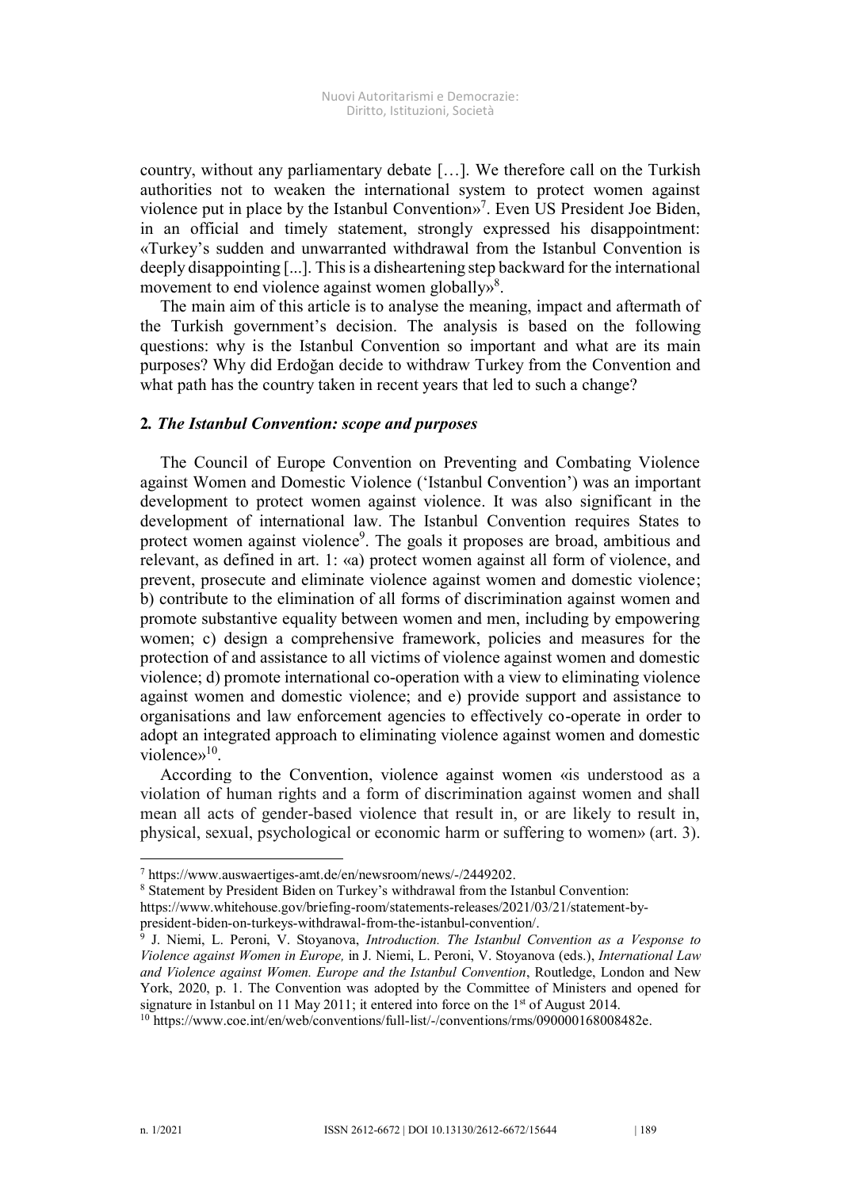country, without any parliamentary debate […]. We therefore call on the Turkish authorities not to weaken the international system to protect women against violence put in place by the Istanbul Convention»[7]. Even US President Joe Biden, in an official and timely statement, strongly expressed his disappointment: «Turkey's sudden and unwarranted withdrawal from the Istanbul Convention is deeply disappointing [...]. This is a disheartening step backward for the international movement to end violence against women globally»[8].

The main aim of this article is to analyse the meaning, impact and aftermath of the Turkish government's decision. The analysis is based on the following questions: why is the Istanbul Convention so important and what are its main purposes? Why did Erdoğan decide to withdraw Turkey from the Convention and what path has the country taken in recent years that led to such a change?

## 2. *The Istanbul Convention: scope and purposes*

The Council of Europe Convention on Preventing and Combating Violence against Women and Domestic Violence ('Istanbul Convention') was an important development to protect women against violence. It was also significant in the development of international law. The Istanbul Convention requires States to protect women against violence[9]. The goals it proposes are broad, ambitious and relevant, as defined in art. 1: «a) protect women against all form of violence, and prevent, prosecute and eliminate violence against women and domestic violence; b) contribute to the elimination of all forms of discrimination against women and promote substantive equality between women and men, including by empowering women; c) design a comprehensive framework, policies and measures for the protection of and assistance to all victims of violence against women and domestic violence; d) promote international co-operation with a view to eliminating violence against women and domestic violence; and e) provide support and assistance to organisations and law enforcement agencies to effectively co-operate in order to adopt an integrated approach to eliminating violence against women and domestic violence»[10].

According to the Convention, violence against women «is understood as a violation of human rights and a form of discrimination against women and shall mean all acts of gender-based violence that result in, or are likely to result in, physical, sexual, psychological or economic harm or suffering to women» (art. 3).

---

[7] https://www.auswaertiges-amt.de/en/newsroom/news/-/2449202.

[8] Statement by President Biden on Turkey's withdrawal from the Istanbul Convention: https://www.whitehouse.gov/briefing-room/statements-releases/2021/03/21/statement-by-president-biden-on-turkeys-withdrawal-from-the-istanbul-convention/.

[9] J. Niemi, L. Peroni, V. Stoyanova, *Introduction. The Istanbul Convention as a Vesponse to Violence against Women in Europe,* in J. Niemi, L. Peroni, V. Stoyanova (eds.), *International Law and Violence against Women. Europe and the Istanbul Convention*, Routledge, London and New York, 2020, p. 1. The Convention was adopted by the Committee of Ministers and opened for signature in Istanbul on 11 May 2011; it entered into force on the 1st of August 2014.

[10] https://www.coe.int/en/web/conventions/full-list/-/conventions/rms/090000168008482e.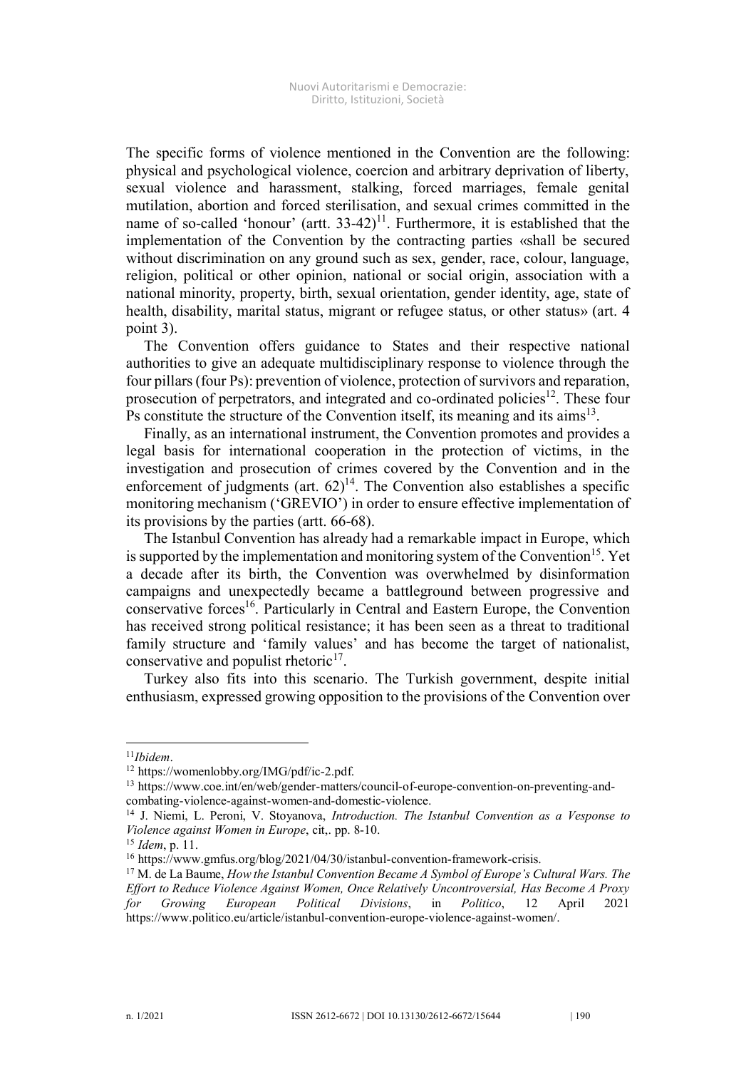The specific forms of violence mentioned in the Convention are the following: physical and psychological violence, coercion and arbitrary deprivation of liberty, sexual violence and harassment, stalking, forced marriages, female genital mutilation, abortion and forced sterilisation, and sexual crimes committed in the name of so-called 'honour' (artt. 33-42)[11]. Furthermore, it is established that the implementation of the Convention by the contracting parties «shall be secured without discrimination on any ground such as sex, gender, race, colour, language, religion, political or other opinion, national or social origin, association with a national minority, property, birth, sexual orientation, gender identity, age, state of health, disability, marital status, migrant or refugee status, or other status» (art. 4 point 3).

The Convention offers guidance to States and their respective national authorities to give an adequate multidisciplinary response to violence through the four pillars (four Ps): prevention of violence, protection of survivors and reparation, prosecution of perpetrators, and integrated and co-ordinated policies[12]. These four Ps constitute the structure of the Convention itself, its meaning and its aims[13].

Finally, as an international instrument, the Convention promotes and provides a legal basis for international cooperation in the protection of victims, in the investigation and prosecution of crimes covered by the Convention and in the enforcement of judgments (art. 62)[14]. The Convention also establishes a specific monitoring mechanism ('GREVIO') in order to ensure effective implementation of its provisions by the parties (artt. 66-68).

The Istanbul Convention has already had a remarkable impact in Europe, which is supported by the implementation and monitoring system of the Convention[15]. Yet a decade after its birth, the Convention was overwhelmed by disinformation campaigns and unexpectedly became a battleground between progressive and conservative forces[16]. Particularly in Central and Eastern Europe, the Convention has received strong political resistance; it has been seen as a threat to traditional family structure and 'family values' and has become the target of nationalist, conservative and populist rhetoric[17].

Turkey also fits into this scenario. The Turkish government, despite initial enthusiasm, expressed growing opposition to the provisions of the Convention over

---

[11] *Ibidem*.

[12] https://womenlobby.org/IMG/pdf/ic-2.pdf.

[13] https://www.coe.int/en/web/gender-matters/council-of-europe-convention-on-preventing-and-combating-violence-against-women-and-domestic-violence.

[14] J. Niemi, L. Peroni, V. Stoyanova, *Introduction. The Istanbul Convention as a Vesponse to Violence against Women in Europe*, cit,. pp. 8-10.

[15] *Idem*, p. 11.

[16] https://www.gmfus.org/blog/2021/04/30/istanbul-convention-framework-crisis.

[17] M. de La Baume, *How the Istanbul Convention Became A Symbol of Europe's Cultural Wars. The Effort to Reduce Violence Against Women, Once Relatively Uncontroversial, Has Become A Proxy for Growing European Political Divisions*, in *Politico*, 12 April 2021 https://www.politico.eu/article/istanbul-convention-europe-violence-against-women/.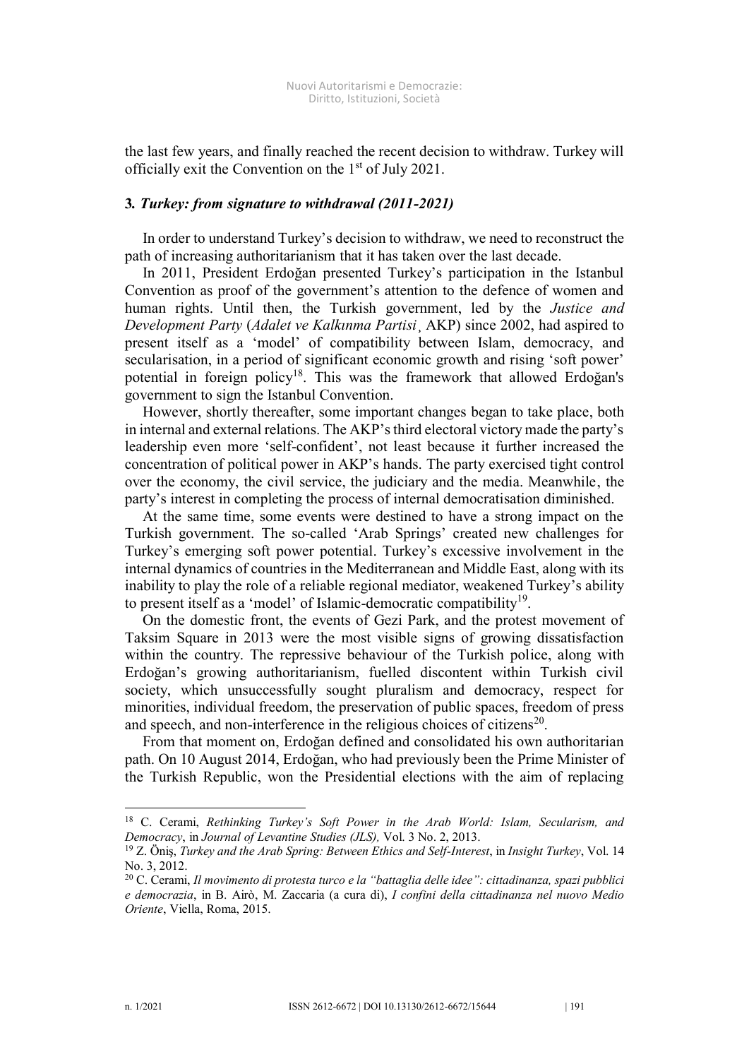the last few years, and finally reached the recent decision to withdraw. Turkey will officially exit the Convention on the 1st of July 2021.

### 3. *Turkey: from signature to withdrawal (2011-2021)*

In order to understand Turkey's decision to withdraw, we need to reconstruct the path of increasing authoritarianism that it has taken over the last decade.

In 2011, President Erdoğan presented Turkey's participation in the Istanbul Convention as proof of the government's attention to the defence of women and human rights. Until then, the Turkish government, led by the *Justice and Development Party* (*Adalet ve Kalkınma Partisi*¸ AKP) since 2002, had aspired to present itself as a 'model' of compatibility between Islam, democracy, and secularisation, in a period of significant economic growth and rising 'soft power' potential in foreign policy[18]. This was the framework that allowed Erdoğan's government to sign the Istanbul Convention.

However, shortly thereafter, some important changes began to take place, both in internal and external relations. The AKP's third electoral victory made the party's leadership even more 'self-confident', not least because it further increased the concentration of political power in AKP's hands. The party exercised tight control over the economy, the civil service, the judiciary and the media. Meanwhile, the party's interest in completing the process of internal democratisation diminished.

At the same time, some events were destined to have a strong impact on the Turkish government. The so-called 'Arab Springs' created new challenges for Turkey's emerging soft power potential. Turkey's excessive involvement in the internal dynamics of countries in the Mediterranean and Middle East, along with its inability to play the role of a reliable regional mediator, weakened Turkey's ability to present itself as a 'model' of Islamic-democratic compatibility[19].

On the domestic front, the events of Gezi Park, and the protest movement of Taksim Square in 2013 were the most visible signs of growing dissatisfaction within the country. The repressive behaviour of the Turkish police, along with Erdoğan's growing authoritarianism, fuelled discontent within Turkish civil society, which unsuccessfully sought pluralism and democracy, respect for minorities, individual freedom, the preservation of public spaces, freedom of press and speech, and non-interference in the religious choices of citizens[20].

From that moment on, Erdoğan defined and consolidated his own authoritarian path. On 10 August 2014, Erdoğan, who had previously been the Prime Minister of the Turkish Republic, won the Presidential elections with the aim of replacing

---

[18] C. Cerami, *Rethinking Turkey's Soft Power in the Arab World: Islam, Secularism, and Democracy*, in *Journal of Levantine Studies (JLS),* Vol. 3 No. 2, 2013.

[19] Z. Öniş, *Turkey and the Arab Spring: Between Ethics and Self-Interest*, in *Insight Turkey*, Vol. 14 No. 3, 2012.

[20] C. Cerami, *Il movimento di protesta turco e la "battaglia delle idee": cittadinanza, spazi pubblici e democrazia*, in B. Airò, M. Zaccaria (a cura di), *I confini della cittadinanza nel nuovo Medio Oriente*, Viella, Roma, 2015.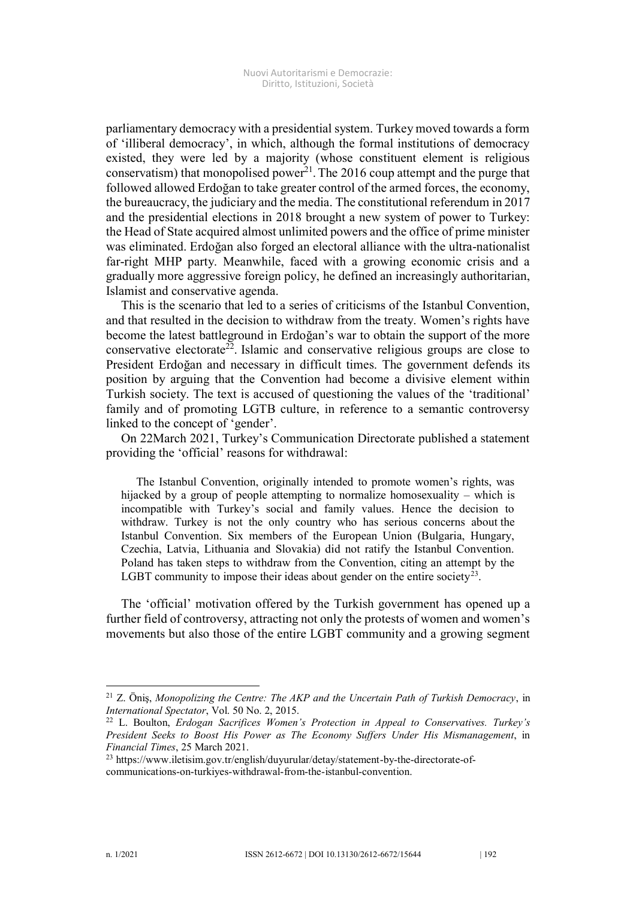parliamentary democracy with a presidential system. Turkey moved towards a form of 'illiberal democracy', in which, although the formal institutions of democracy existed, they were led by a majority (whose constituent element is religious conservatism) that monopolised power[21]. The 2016 coup attempt and the purge that followed allowed Erdoğan to take greater control of the armed forces, the economy, the bureaucracy, the judiciary and the media. The constitutional referendum in 2017 and the presidential elections in 2018 brought a new system of power to Turkey: the Head of State acquired almost unlimited powers and the office of prime minister was eliminated. Erdoğan also forged an electoral alliance with the ultra-nationalist far-right MHP party. Meanwhile, faced with a growing economic crisis and a gradually more aggressive foreign policy, he defined an increasingly authoritarian, Islamist and conservative agenda.

This is the scenario that led to a series of criticisms of the Istanbul Convention, and that resulted in the decision to withdraw from the treaty. Women's rights have become the latest battleground in Erdoğan's war to obtain the support of the more conservative electorate[22]. Islamic and conservative religious groups are close to President Erdoğan and necessary in difficult times. The government defends its position by arguing that the Convention had become a divisive element within Turkish society. The text is accused of questioning the values of the 'traditional' family and of promoting LGTB culture, in reference to a semantic controversy linked to the concept of 'gender'.

On 22March 2021, Turkey's Communication Directorate published a statement providing the 'official' reasons for withdrawal:

> The Istanbul Convention, originally intended to promote women's rights, was hijacked by a group of people attempting to normalize homosexuality – which is incompatible with Turkey's social and family values. Hence the decision to withdraw. Turkey is not the only country who has serious concerns about the Istanbul Convention. Six members of the European Union (Bulgaria, Hungary, Czechia, Latvia, Lithuania and Slovakia) did not ratify the Istanbul Convention. Poland has taken steps to withdraw from the Convention, citing an attempt by the LGBT community to impose their ideas about gender on the entire society[23].

The 'official' motivation offered by the Turkish government has opened up a further field of controversy, attracting not only the protests of women and women's movements but also those of the entire LGBT community and a growing segment

---

[21] Z. Öniş, *Monopolizing the Centre: The AKP and the Uncertain Path of Turkish Democracy*, in *International Spectator*, Vol. 50 No. 2, 2015.

[22] L. Boulton, *Erdogan Sacrifices Women's Protection in Appeal to Conservatives. Turkey's President Seeks to Boost His Power as The Economy Suffers Under His Mismanagement*, in *Financial Times*, 25 March 2021.

[23] https://www.iletisim.gov.tr/english/duyurular/detay/statement-by-the-directorate-of-communications-on-turkiyes-withdrawal-from-the-istanbul-convention.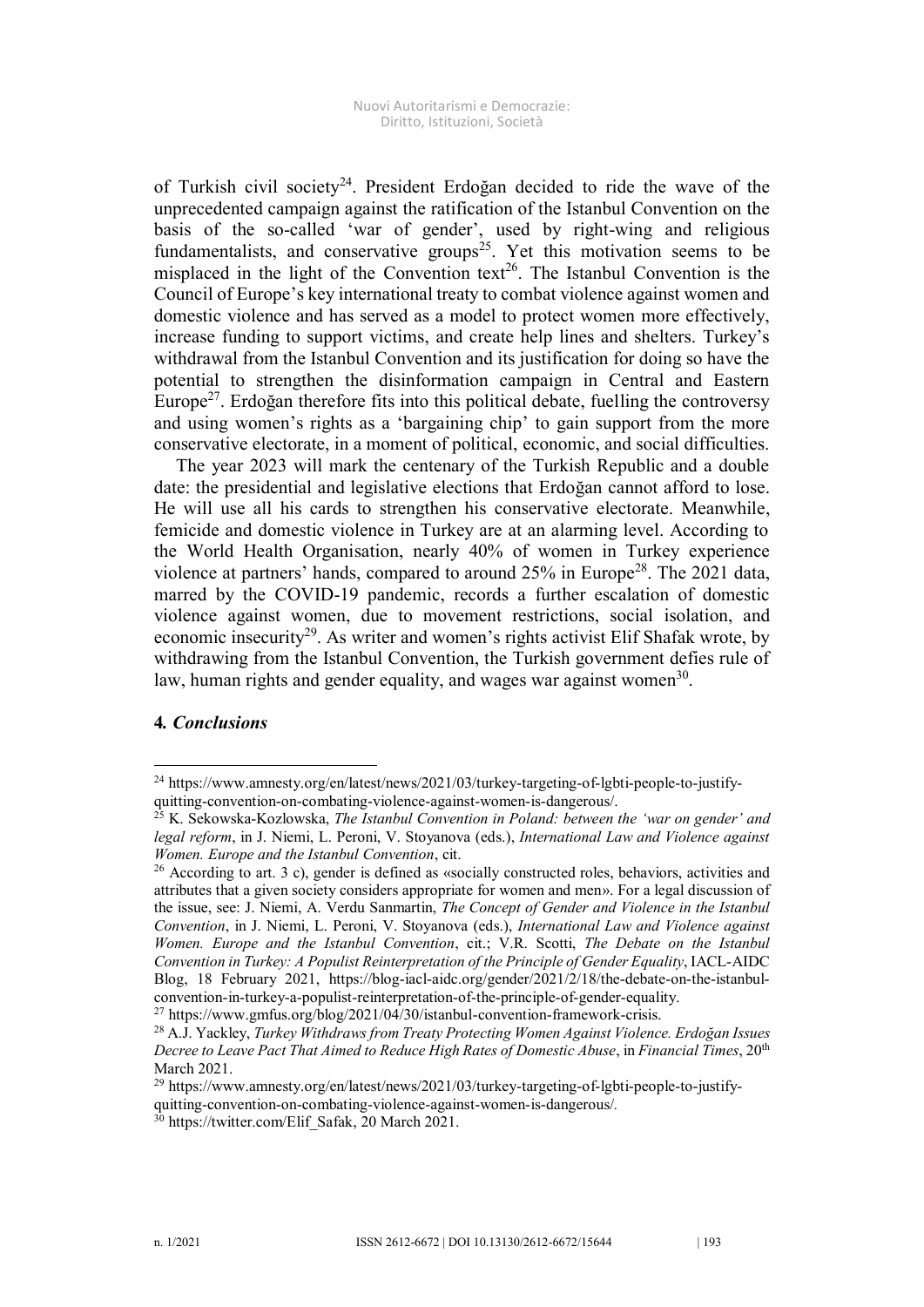of Turkish civil society[24]. President Erdoğan decided to ride the wave of the unprecedented campaign against the ratification of the Istanbul Convention on the basis of the so-called 'war of gender', used by right-wing and religious fundamentalists, and conservative groups[25]. Yet this motivation seems to be misplaced in the light of the Convention text[26]. The Istanbul Convention is the Council of Europe's key international treaty to combat violence against women and domestic violence and has served as a model to protect women more effectively, increase funding to support victims, and create help lines and shelters. Turkey's withdrawal from the Istanbul Convention and its justification for doing so have the potential to strengthen the disinformation campaign in Central and Eastern Europe[27]. Erdoğan therefore fits into this political debate, fuelling the controversy and using women's rights as a 'bargaining chip' to gain support from the more conservative electorate, in a moment of political, economic, and social difficulties.

The year 2023 will mark the centenary of the Turkish Republic and a double date: the presidential and legislative elections that Erdoğan cannot afford to lose. He will use all his cards to strengthen his conservative electorate. Meanwhile, femicide and domestic violence in Turkey are at an alarming level. According to the World Health Organisation, nearly 40% of women in Turkey experience violence at partners' hands, compared to around 25% in Europe[28]. The 2021 data, marred by the COVID-19 pandemic, records a further escalation of domestic violence against women, due to movement restrictions, social isolation, and economic insecurity[29]. As writer and women's rights activist Elif Shafak wrote, by withdrawing from the Istanbul Convention, the Turkish government defies rule of law, human rights and gender equality, and wages war against women[30].

## 4. *Conclusions*

---

[24] https://www.amnesty.org/en/latest/news/2021/03/turkey-targeting-of-lgbti-people-to-justify-quitting-convention-on-combating-violence-against-women-is-dangerous/.

[25] K. Sekowska-Kozlowska, *The Istanbul Convention in Poland: between the 'war on gender' and legal reform*, in J. Niemi, L. Peroni, V. Stoyanova (eds.), *International Law and Violence against Women. Europe and the Istanbul Convention*, cit.

[26] According to art. 3 c), gender is defined as «socially constructed roles, behaviors, activities and attributes that a given society considers appropriate for women and men». For a legal discussion of the issue, see: J. Niemi, A. Verdu Sanmartin, *The Concept of Gender and Violence in the Istanbul Convention*, in J. Niemi, L. Peroni, V. Stoyanova (eds.), *International Law and Violence against Women. Europe and the Istanbul Convention*, cit.; V.R. Scotti, *The Debate on the Istanbul Convention in Turkey: A Populist Reinterpretation of the Principle of Gender Equality*, IACL-AIDC Blog, 18 February 2021, https://blog-iacl-aidc.org/gender/2021/2/18/the-debate-on-the-istanbul-convention-in-turkey-a-populist-reinterpretation-of-the-principle-of-gender-equality.

[27] https://www.gmfus.org/blog/2021/04/30/istanbul-convention-framework-crisis.

[28] A.J. Yackley, *Turkey Withdraws from Treaty Protecting Women Against Violence. Erdoğan Issues Decree to Leave Pact That Aimed to Reduce High Rates of Domestic Abuse*, in *Financial Times*, 20th March 2021.

[29] https://www.amnesty.org/en/latest/news/2021/03/turkey-targeting-of-lgbti-people-to-justify-quitting-convention-on-combating-violence-against-women-is-dangerous/.

[30] https://twitter.com/Elif_Safak, 20 March 2021.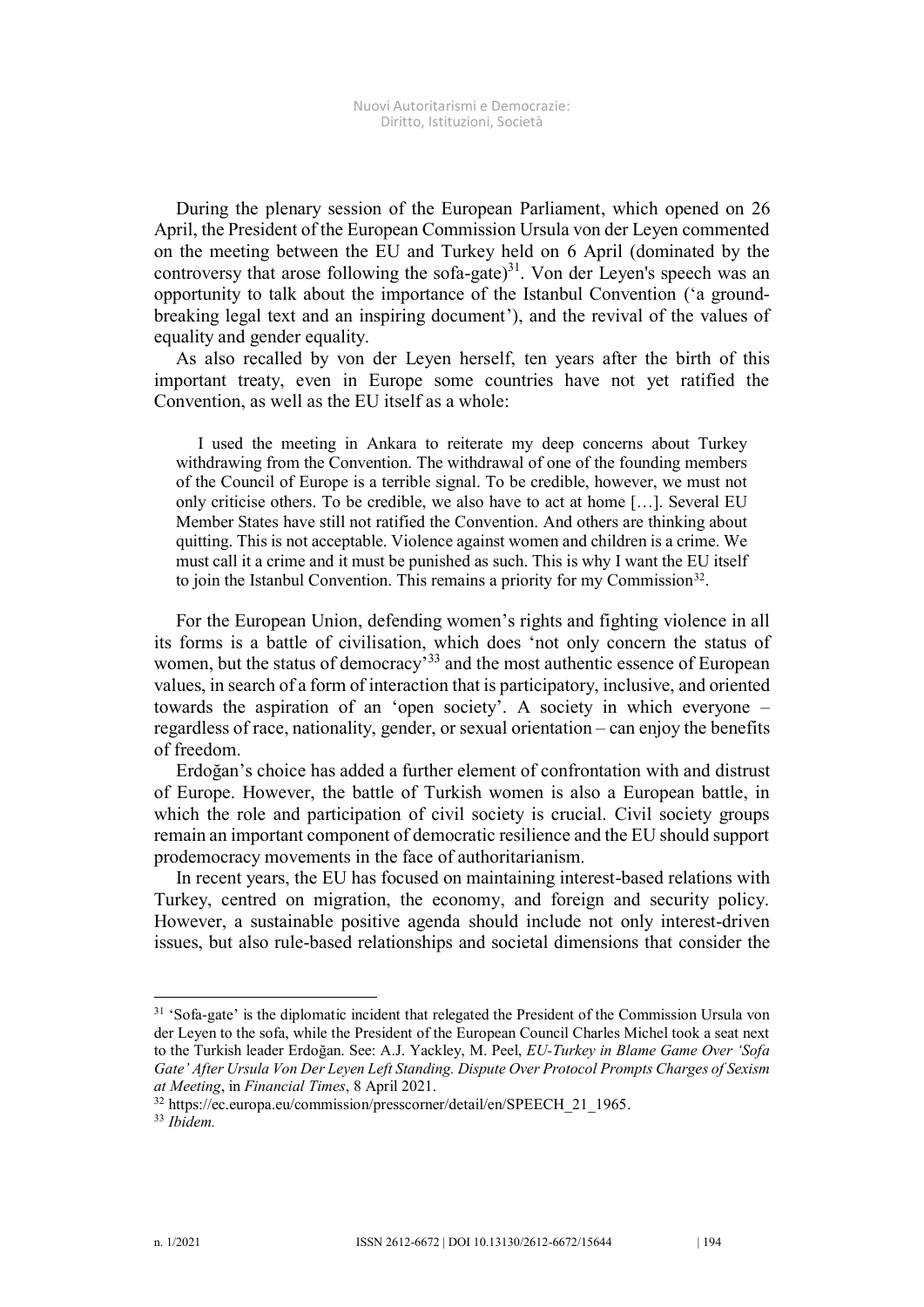During the plenary session of the European Parliament, which opened on 26 April, the President of the European Commission Ursula von der Leyen commented on the meeting between the EU and Turkey held on 6 April (dominated by the controversy that arose following the sofa-gate)[31]. Von der Leyen's speech was an opportunity to talk about the importance of the Istanbul Convention ('a ground-breaking legal text and an inspiring document'), and the revival of the values of equality and gender equality.

As also recalled by von der Leyen herself, ten years after the birth of this important treaty, even in Europe some countries have not yet ratified the Convention, as well as the EU itself as a whole:

> I used the meeting in Ankara to reiterate my deep concerns about Turkey withdrawing from the Convention. The withdrawal of one of the founding members of the Council of Europe is a terrible signal. To be credible, however, we must not only criticise others. To be credible, we also have to act at home […]. Several EU Member States have still not ratified the Convention. And others are thinking about quitting. This is not acceptable. Violence against women and children is a crime. We must call it a crime and it must be punished as such. This is why I want the EU itself to join the Istanbul Convention. This remains a priority for my Commission[32].

For the European Union, defending women's rights and fighting violence in all its forms is a battle of civilisation, which does 'not only concern the status of women, but the status of democracy'[33] and the most authentic essence of European values, in search of a form of interaction that is participatory, inclusive, and oriented towards the aspiration of an 'open society'. A society in which everyone – regardless of race, nationality, gender, or sexual orientation – can enjoy the benefits of freedom.

Erdoğan's choice has added a further element of confrontation with and distrust of Europe. However, the battle of Turkish women is also a European battle, in which the role and participation of civil society is crucial. Civil society groups remain an important component of democratic resilience and the EU should support prodemocracy movements in the face of authoritarianism.

In recent years, the EU has focused on maintaining interest-based relations with Turkey, centred on migration, the economy, and foreign and security policy. However, a sustainable positive agenda should include not only interest-driven issues, but also rule-based relationships and societal dimensions that consider the

---

[31] 'Sofa-gate' is the diplomatic incident that relegated the President of the Commission Ursula von der Leyen to the sofa, while the President of the European Council Charles Michel took a seat next to the Turkish leader Erdoğan. See: A.J. Yackley, M. Peel, *EU-Turkey in Blame Game Over 'Sofa Gate' After Ursula Von Der Leyen Left Standing. Dispute Over Protocol Prompts Charges of Sexism at Meeting*, in *Financial Times*, 8 April 2021.

[32] https://ec.europa.eu/commission/presscorner/detail/en/SPEECH_21_1965.

[33] *Ibidem.*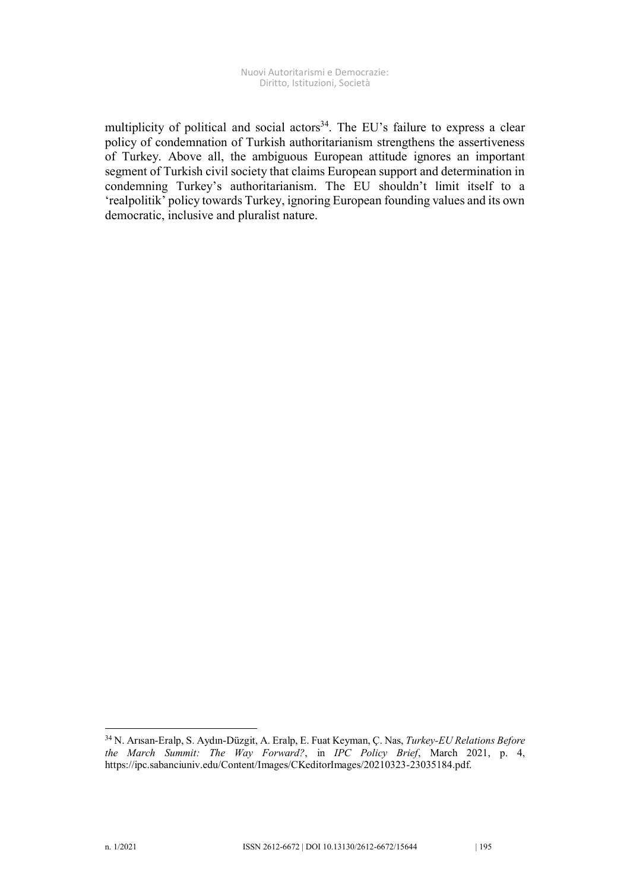multiplicity of political and social actors[34]. The EU's failure to express a clear policy of condemnation of Turkish authoritarianism strengthens the assertiveness of Turkey. Above all, the ambiguous European attitude ignores an important segment of Turkish civil society that claims European support and determination in condemning Turkey's authoritarianism. The EU shouldn't limit itself to a 'realpolitik' policy towards Turkey, ignoring European founding values and its own democratic, inclusive and pluralist nature.

---

[34] N. Arısan-Eralp, S. Aydın-Düzgit, A. Eralp, E. Fuat Keyman, Ç. Nas, *Turkey-EU Relations Before the March Summit: The Way Forward?*, in *IPC Policy Brief*, March 2021, p. 4, https://ipc.sabanciuniv.edu/Content/Images/CKeditorImages/20210323-23035184.pdf.